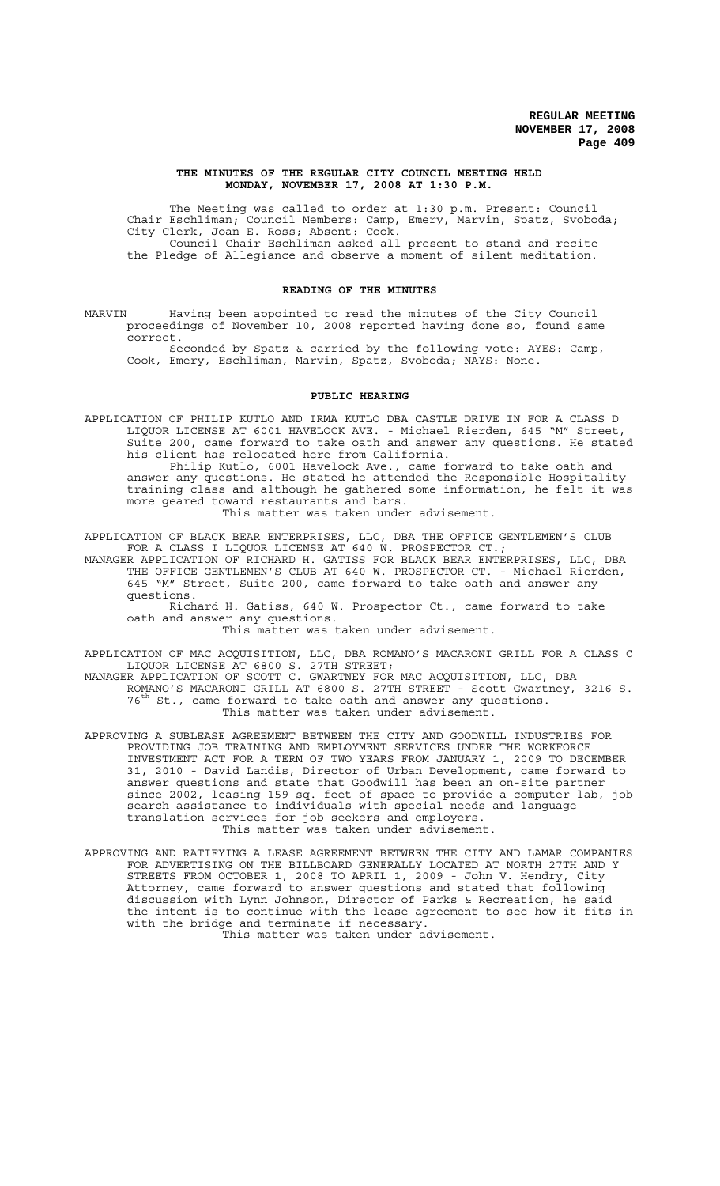**THE MINUTES OF THE REGULAR CITY COUNCIL MEETING HELD MONDAY, NOVEMBER 17, 2008 AT 1:30 P.M.**

The Meeting was called to order at 1:30 p.m. Present: Council Chair Eschliman; Council Members: Camp, Emery, Marvin, Spatz, Svoboda; City Clerk, Joan E. Ross; Absent: Cook.

Council Chair Eschliman asked all present to stand and recite the Pledge of Allegiance and observe a moment of silent meditation.

## READING OF THE MINUTES

MARVIN Having been appointed to read the minutes of the City Council proceedings of November 10, 2008 reported having done so, found same correct.

Seconded by Spatz & carried by the following vote: AYES: Camp, Cook, Emery, Eschliman, Marvin, Spatz, Svoboda; NAYS: None.

## PUBLIC HEARING

APPLICATION OF PHILIP KUTLO AND IRMA KUTLO DBA CASTLE DRIVE IN FOR A CLASS D LIQUOR LICENSE AT 6001 HAVELOCK AVE. - Michael Rierden, 645 "M" Street, Suite 200, came forward to take oath and answer any questions. He stated his client has relocated here from California.

Philip Kutlo, 6001 Havelock Ave., came forward to take oath and answer any questions. He stated he attended the Responsible Hospitality training class and although he gathered some information, he felt it was more geared toward restaurants and bars.

This matter was taken under advisement.

APPLICATION OF BLACK BEAR ENTERPRISES, LLC, DBA THE OFFICE GENTLEMEN'S CLUB FOR A CLASS I LIQUOR LICENSE AT 640 W. PROSPECTOR CT.;

MANAGER APPLICATION OF RICHARD H. GATISS FOR BLACK BEAR ENTERPRISES, LLC, DBA THE OFFICE GENTLEMEN'S CLUB AT 640 W. PROSPECTOR CT. - Michael Rierden, 645 "M" Street, Suite 200, came forward to take oath and answer any questions.

Richard H. Gatiss, 640 W. Prospector Ct., came forward to take oath and answer any questions.

This matter was taken under advisement.

APPLICATION OF MAC ACQUISITION, LLC, DBA ROMANO'S MACARONI GRILL FOR A CLASS C LIQUOR LICENSE AT 6800 S. 27TH STREET;

MANAGER APPLICATION OF SCOTT C. GWARTNEY FOR MAC ACQUISITION, LLC, DBA ROMANO'S MACARONI GRILL AT 6800 S. 27TH STREET - Scott Gwartney, 3216 S. 76th St., came forward to take oath and answer any questions.

This matter was taken under advisement.

APPROVING A SUBLEASE AGREEMENT BETWEEN THE CITY AND GOODWILL INDUSTRIES FOR PROVIDING JOB TRAINING AND EMPLOYMENT SERVICES UNDER THE WORKFORCE INVESTMENT ACT FOR A TERM OF TWO YEARS FROM JANUARY 1, 2009 TO DECEMBER 31, 2010 - David Landis, Director of Urban Development, came forward to answer questions and state that Goodwill has been an on-site partner since 2002, leasing 159 sq. feet of space to provide a computer lab, job search assistance to individuals with special needs and language translation services for job seekers and employers.

This matter was taken under advisement.

APPROVING AND RATIFYING A LEASE AGREEMENT BETWEEN THE CITY AND LAMAR COMPANIES FOR ADVERTISING ON THE BILLBOARD GENERALLY LOCATED AT NORTH 27TH AND Y STREETS FROM OCTOBER 1, 2008 TO APRIL 1, 2009 - John V. Hendry, City Attorney, came forward to answer questions and stated that following discussion with Lynn Johnson, Director of Parks & Recreation, he said the intent is to continue with the lease agreement to see how it fits in with the bridge and terminate if necessary.

This matter was taken under advisement.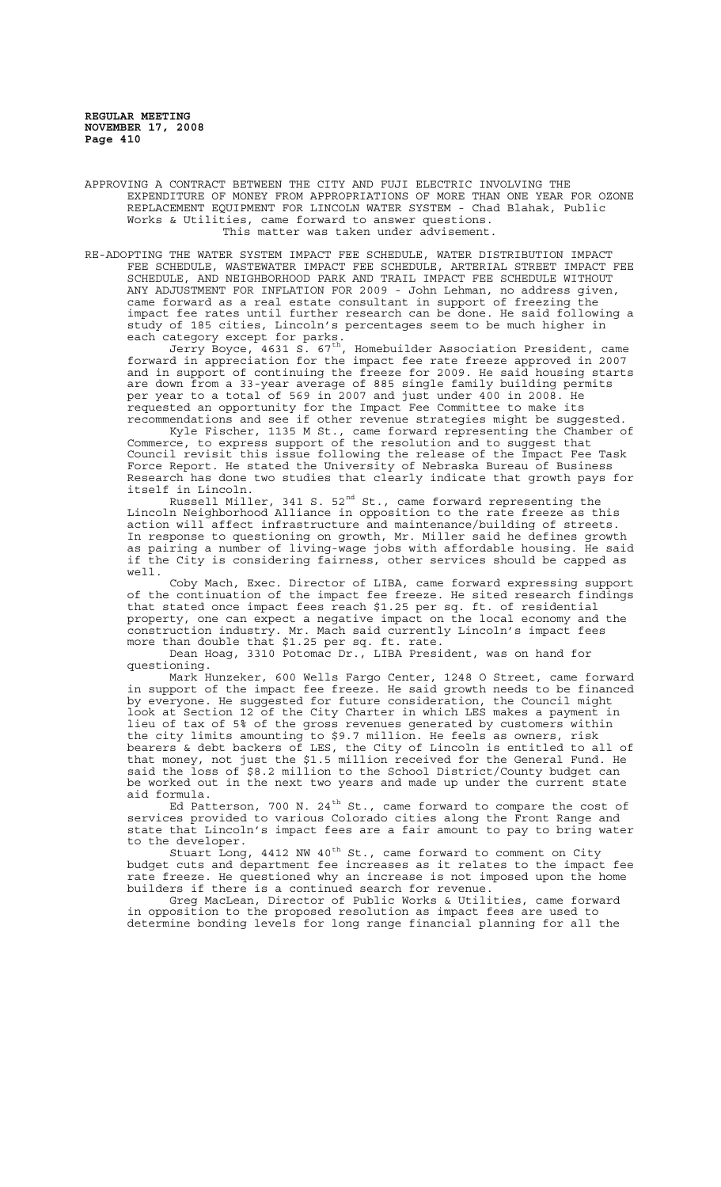APPROVING A CONTRACT BETWEEN THE CITY AND FUJI ELECTRIC INVOLVING THE EXPENDITURE OF MONEY FROM APPROPRIATIONS OF MORE THAN ONE YEAR FOR OZONE REPLACEMENT EQUIPMENT FOR LINCOLN WATER SYSTEM - Chad Blahak, Public Works & Utilities, came forward to answer questions.
This matter was taken under advisement.

RE-ADOPTING THE WATER SYSTEM IMPACT FEE SCHEDULE, WATER DISTRIBUTION IMPACT FEE SCHEDULE, WASTEWATER IMPACT FEE SCHEDULE, ARTERIAL STREET IMPACT FEE SCHEDULE, AND NEIGHBORHOOD PARK AND TRAIL IMPACT FEE SCHEDULE WITHOUT ANY ADJUSTMENT FOR INFLATION FOR 2009 - John Lehman, no address given, came forward as a real estate consultant in support of freezing the impact fee rates until further research can be done. He said following a study of 185 cities, Lincoln's percentages seem to be much higher in each category except for parks.

Jerry Boyce, 4631 S. 67th, Homebuilder Association President, came forward in appreciation for the impact fee rate freeze approved in 2007 and in support of continuing the freeze for 2009. He said housing starts are down from a 33-year average of 885 single family building permits per year to a total of 569 in 2007 and just under 400 in 2008. He requested an opportunity for the Impact Fee Committee to make its recommendations and see if other revenue strategies might be suggested.

Kyle Fischer, 1135 M St., came forward representing the Chamber of Commerce, to express support of the resolution and to suggest that Council revisit this issue following the release of the Impact Fee Task Force Report. He stated the University of Nebraska Bureau of Business Research has done two studies that clearly indicate that growth pays for itself in Lincoln.

Russell Miller, 341 S. 52nd St., came forward representing the Lincoln Neighborhood Alliance in opposition to the rate freeze as this action will affect infrastructure and maintenance/building of streets. In response to questioning on growth, Mr. Miller said he defines growth as pairing a number of living-wage jobs with affordable housing. He said if the City is considering fairness, other services should be capped as well.

Coby Mach, Exec. Director of LIBA, came forward expressing support of the continuation of the impact fee freeze. He sited research findings that stated once impact fees reach $1.25 per sq. ft. of residential property, one can expect a negative impact on the local economy and the construction industry. Mr. Mach said currently Lincoln's impact fees more than double that $1.25 per sq. ft. rate.

Dean Hoag, 3310 Potomac Dr., LIBA President, was on hand for questioning.

Mark Hunzeker, 600 Wells Fargo Center, 1248 O Street, came forward in support of the impact fee freeze. He said growth needs to be financed by everyone. He suggested for future consideration, the Council might look at Section 12 of the City Charter in which LES makes a payment in lieu of tax of 5% of the gross revenues generated by customers within the city limits amounting to $9.7 million. He feels as owners, risk bearers & debt backers of LES, the City of Lincoln is entitled to all of that money, not just the $1.5 million received for the General Fund. He said the loss of $8.2 million to the School District/County budget can be worked out in the next two years and made up under the current state aid formula.

Ed Patterson, 700 N. 24th St., came forward to compare the cost of services provided to various Colorado cities along the Front Range and state that Lincoln's impact fees are a fair amount to pay to bring water to the developer.

Stuart Long, 4412 NW 40th St., came forward to comment on City budget cuts and department fee increases as it relates to the impact fee rate freeze. He questioned why an increase is not imposed upon the home builders if there is a continued search for revenue.

Greg MacLean, Director of Public Works & Utilities, came forward in opposition to the proposed resolution as impact fees are used to determine bonding levels for long range financial planning for all the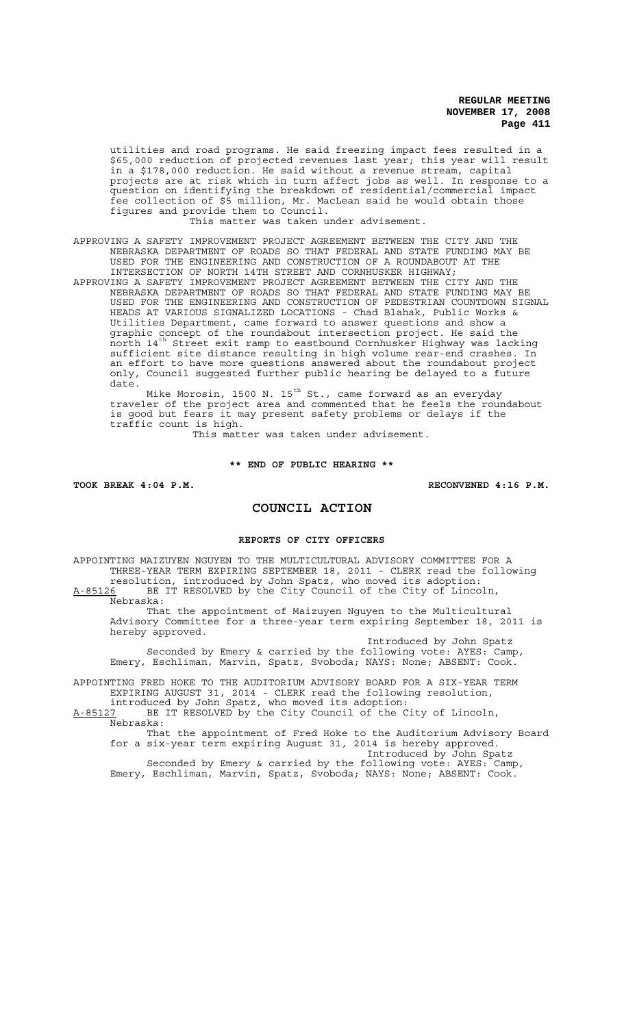utilities and road programs. He said freezing impact fees resulted in a \$65,000 reduction of projected revenues last year; this year will result in a \$178,000 reduction. He said without a revenue stream, capital projects are at risk which in turn affect jobs as well. In response to a question on identifying the breakdown of residential/commercial impact fee collection of \$5 million, Mr. MacLean said he would obtain those figures and provide them to Council.

This matter was taken under advisement.

APPROVING A SAFETY IMPROVEMENT PROJECT AGREEMENT BETWEEN THE CITY AND THE NEBRASKA DEPARTMENT OF ROADS SO THAT FEDERAL AND STATE FUNDING MAY BE USED FOR THE ENGINEERING AND CONSTRUCTION OF A ROUNDABOUT AT THE INTERSECTION OF NORTH 14TH STREET AND CORNHUSKER HIGHWAY;

APPROVING A SAFETY IMPROVEMENT PROJECT AGREEMENT BETWEEN THE CITY AND THE NEBRASKA DEPARTMENT OF ROADS SO THAT FEDERAL AND STATE FUNDING MAY BE USED FOR THE ENGINEERING AND CONSTRUCTION OF PEDESTRIAN COUNTDOWN SIGNAL HEADS AT VARIOUS SIGNALIZED LOCATIONS - Chad Blahak, Public Works & Utilities Department, came forward to answer questions and show a graphic concept of the roundabout intersection project. He said the north 14th Street exit ramp to eastbound Cornhusker Highway was lacking sufficient site distance resulting in high volume rear-end crashes. In an effort to have more questions answered about the roundabout project only, Council suggested further public hearing be delayed to a future date.

Mike Morosin, 1500 N. 15th St., came forward as an everyday traveler of the project area and commented that he feels the roundabout is good but fears it may present safety problems or delays if the traffic count is high.

This matter was taken under advisement.

**\*\* END OF PUBLIC HEARING \*\***

**TOOK BREAK 4:04 P.M.** **RECONVENED 4:16 P.M.**

## COUNCIL ACTION

### REPORTS OF CITY OFFICERS

APPOINTING MAIZUYEN NGUYEN TO THE MULTICULTURAL ADVISORY COMMITTEE FOR A THREE-YEAR TERM EXPIRING SEPTEMBER 18, 2011 - CLERK read the following resolution, introduced by John Spatz, who moved its adoption:

A-85126 BE IT RESOLVED by the City Council of the City of Lincoln, Nebraska:

That the appointment of Maizuyen Nguyen to the Multicultural Advisory Committee for a three-year term expiring September 18, 2011 is hereby approved.

Introduced by John Spatz

Seconded by Emery & carried by the following vote: AYES: Camp, Emery, Eschliman, Marvin, Spatz, Svoboda; NAYS: None; ABSENT: Cook.

APPOINTING FRED HOKE TO THE AUDITORIUM ADVISORY BOARD FOR A SIX-YEAR TERM EXPIRING AUGUST 31, 2014 - CLERK read the following resolution, introduced by John Spatz, who moved its adoption:

A-85127 BE IT RESOLVED by the City Council of the City of Lincoln, Nebraska:

That the appointment of Fred Hoke to the Auditorium Advisory Board for a six-year term expiring August 31, 2014 is hereby approved.

Introduced by John Spatz

Seconded by Emery & carried by the following vote: AYES: Camp, Emery, Eschliman, Marvin, Spatz, Svoboda; NAYS: None; ABSENT: Cook.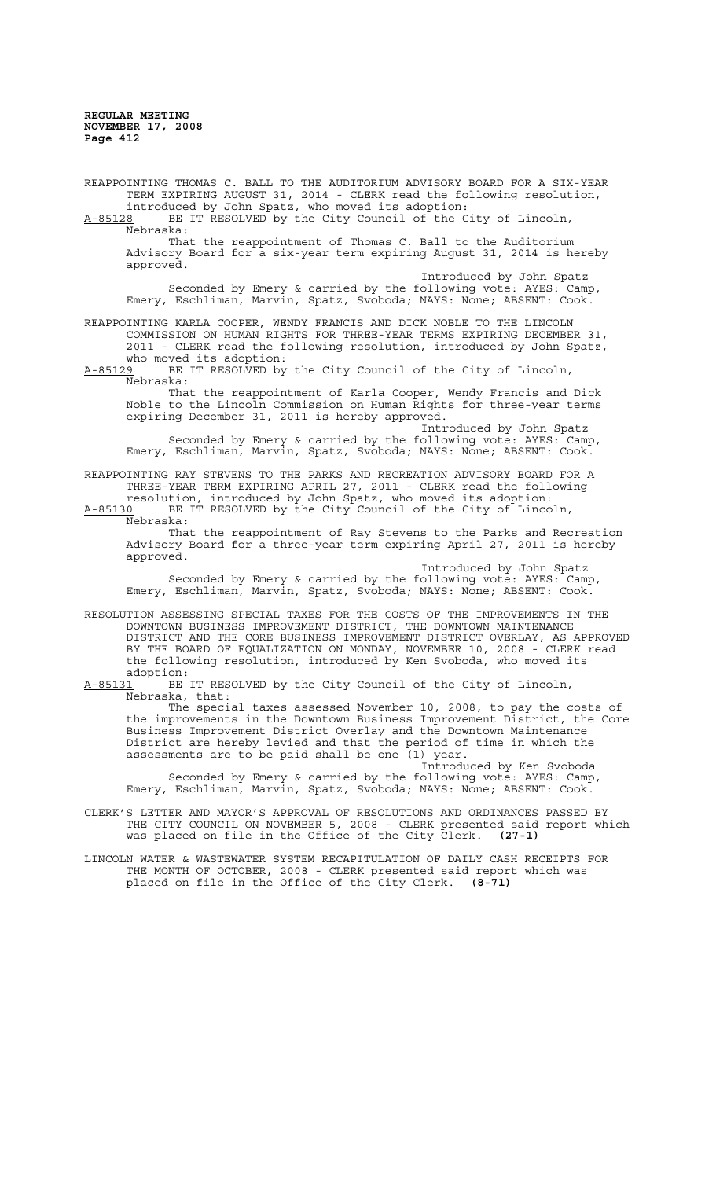REAPPOINTING THOMAS C. BALL TO THE AUDITORIUM ADVISORY BOARD FOR A SIX-YEAR TERM EXPIRING AUGUST 31, 2014 - CLERK read the following resolution, introduced by John Spatz, who moved its adoption:

A-85128 BE IT RESOLVED by the City Council of the City of Lincoln, Nebraska:

That the reappointment of Thomas C. Ball to the Auditorium Advisory Board for a six-year term expiring August 31, 2014 is hereby approved.

Introduced by John Spatz

Seconded by Emery & carried by the following vote: AYES: Camp, Emery, Eschliman, Marvin, Spatz, Svoboda; NAYS: None; ABSENT: Cook.

REAPPOINTING KARLA COOPER, WENDY FRANCIS AND DICK NOBLE TO THE LINCOLN COMMISSION ON HUMAN RIGHTS FOR THREE-YEAR TERMS EXPIRING DECEMBER 31, 2011 - CLERK read the following resolution, introduced by John Spatz, who moved its adoption:

A-85129 BE IT RESOLVED by the City Council of the City of Lincoln, Nebraska:

That the reappointment of Karla Cooper, Wendy Francis and Dick Noble to the Lincoln Commission on Human Rights for three-year terms expiring December 31, 2011 is hereby approved.

Introduced by John Spatz

Seconded by Emery & carried by the following vote: AYES: Camp, Emery, Eschliman, Marvin, Spatz, Svoboda; NAYS: None; ABSENT: Cook.

REAPPOINTING RAY STEVENS TO THE PARKS AND RECREATION ADVISORY BOARD FOR A THREE-YEAR TERM EXPIRING APRIL 27, 2011 - CLERK read the following resolution, introduced by John Spatz, who moved its adoption:

A-85130 BE IT RESOLVED by the City Council of the City of Lincoln, Nebraska:

That the reappointment of Ray Stevens to the Parks and Recreation Advisory Board for a three-year term expiring April 27, 2011 is hereby approved.

Introduced by John Spatz

Seconded by Emery & carried by the following vote: AYES: Camp, Emery, Eschliman, Marvin, Spatz, Svoboda; NAYS: None; ABSENT: Cook.

RESOLUTION ASSESSING SPECIAL TAXES FOR THE COSTS OF THE IMPROVEMENTS IN THE DOWNTOWN BUSINESS IMPROVEMENT DISTRICT, THE DOWNTOWN MAINTENANCE DISTRICT AND THE CORE BUSINESS IMPROVEMENT DISTRICT OVERLAY, AS APPROVED BY THE BOARD OF EQUALIZATION ON MONDAY, NOVEMBER 10, 2008 - CLERK read the following resolution, introduced by Ken Svoboda, who moved its adoption:

A-85131 BE IT RESOLVED by the City Council of the City of Lincoln, Nebraska, that:

The special taxes assessed November 10, 2008, to pay the costs of the improvements in the Downtown Business Improvement District, the Core Business Improvement District Overlay and the Downtown Maintenance District are hereby levied and that the period of time in which the assessments are to be paid shall be one (1) year.

Introduced by Ken Svoboda

Seconded by Emery & carried by the following vote: AYES: Camp, Emery, Eschliman, Marvin, Spatz, Svoboda; NAYS: None; ABSENT: Cook.

CLERK'S LETTER AND MAYOR'S APPROVAL OF RESOLUTIONS AND ORDINANCES PASSED BY THE CITY COUNCIL ON NOVEMBER 5, 2008 - CLERK presented said report which was placed on file in the Office of the City Clerk. **(27-1)**

LINCOLN WATER & WASTEWATER SYSTEM RECAPITULATION OF DAILY CASH RECEIPTS FOR THE MONTH OF OCTOBER, 2008 - CLERK presented said report which was placed on file in the Office of the City Clerk. **(8-71)**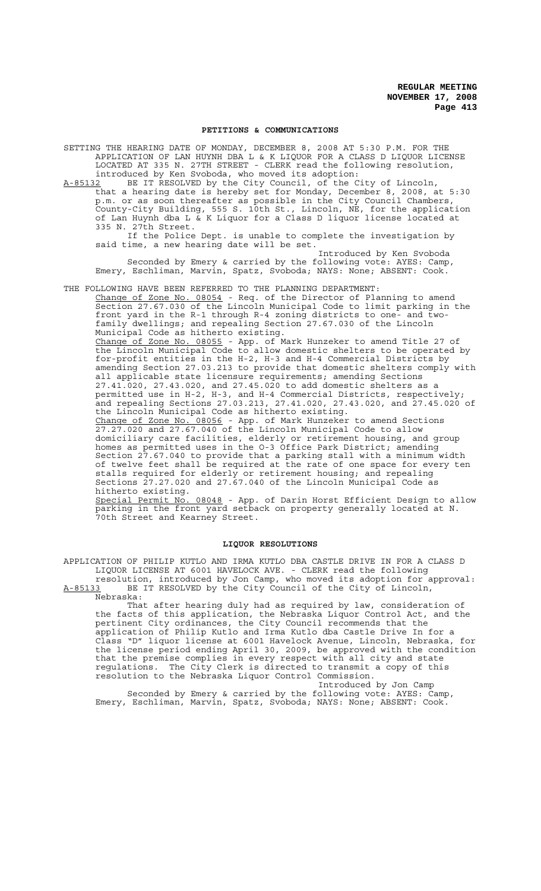## PETITIONS & COMMUNICATIONS

SETTING THE HEARING DATE OF MONDAY, DECEMBER 8, 2008 AT 5:30 P.M. FOR THE APPLICATION OF LAN HUYNH DBA L & K LIQUOR FOR A CLASS D LIQUOR LICENSE LOCATED AT 335 N. 27TH STREET - CLERK read the following resolution, introduced by Ken Svoboda, who moved its adoption:

A-85132 BE IT RESOLVED by the City Council, of the City of Lincoln, that a hearing date is hereby set for Monday, December 8, 2008, at 5:30 p.m. or as soon thereafter as possible in the City Council Chambers, County-City Building, 555 S. 10th St., Lincoln, NE, for the application of Lan Huynh dba L & K Liquor for a Class D liquor license at 335 N. 27th Street.

If the Police Dept. is unable to complete the investigation by said time, a new hearing date will be set.

Introduced by Ken Svoboda

Seconded by Emery & carried by the following vote: AYES: Camp, Emery, Eschliman, Marvin, Spatz, Svoboda; NAYS: None; ABSENT: Cook.

THE FOLLOWING HAVE BEEN REFERRED TO THE PLANNING DEPARTMENT:

Change of Zone No. 08054 - Req. of the Director of Planning to amend Section 27.67.030 of the Lincoln Municipal Code to limit parking in the front yard in the R-1 through R-4 zoning districts to one- and two-family dwellings; and repealing Section 27.67.030 of the Lincoln Municipal Code as hitherto existing.

Change of Zone No. 08055 - App. of Mark Hunzeker to amend Title 27 of the Lincoln Municipal Code to allow domestic shelters to be operated by for-profit entities in the H-2, H-3 and H-4 Commercial Districts by amending Section 27.03.213 to provide that domestic shelters comply with all applicable state licensure requirements; amending Sections 27.41.020, 27.43.020, and 27.45.020 to add domestic shelters as a permitted use in H-2, H-3, and H-4 Commercial Districts, respectively; and repealing Sections 27.03.213, 27.41.020, 27.43.020, and 27.45.020 of the Lincoln Municipal Code as hitherto existing.

Change of Zone No. 08056 - App. of Mark Hunzeker to amend Sections 27.27.020 and 27.67.040 of the Lincoln Municipal Code to allow domiciliary care facilities, elderly or retirement housing, and group homes as permitted uses in the O-3 Office Park District; amending Section 27.67.040 to provide that a parking stall with a minimum width of twelve feet shall be required at the rate of one space for every ten stalls required for elderly or retirement housing; and repealing Sections 27.27.020 and 27.67.040 of the Lincoln Municipal Code as hitherto existing.

Special Permit No. 08048 - App. of Darin Horst Efficient Design to allow parking in the front yard setback on property generally located at N. 70th Street and Kearney Street.

## LIQUOR RESOLUTIONS

APPLICATION OF PHILIP KUTLO AND IRMA KUTLO DBA CASTLE DRIVE IN FOR A CLASS D LIQUOR LICENSE AT 6001 HAVELOCK AVE. - CLERK read the following resolution, introduced by Jon Camp, who moved its adoption for approval:

A-85133 BE IT RESOLVED by the City Council of the City of Lincoln, Nebraska:

That after hearing duly had as required by law, consideration of the facts of this application, the Nebraska Liquor Control Act, and the pertinent City ordinances, the City Council recommends that the application of Philip Kutlo and Irma Kutlo dba Castle Drive In for a Class "D" liquor license at 6001 Havelock Avenue, Lincoln, Nebraska, for the license period ending April 30, 2009, be approved with the condition that the premise complies in every respect with all city and state regulations. The City Clerk is directed to transmit a copy of this resolution to the Nebraska Liquor Control Commission.

Introduced by Jon Camp

Seconded by Emery & carried by the following vote: AYES: Camp, Emery, Eschliman, Marvin, Spatz, Svoboda; NAYS: None; ABSENT: Cook.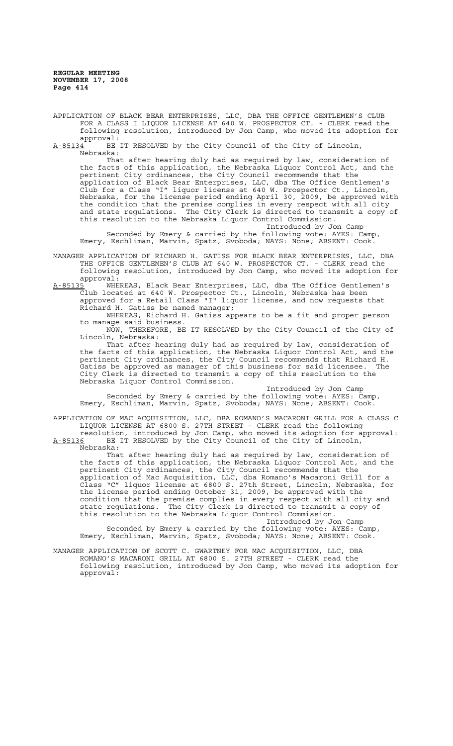APPLICATION OF BLACK BEAR ENTERPRISES, LLC, DBA THE OFFICE GENTLEMEN'S CLUB FOR A CLASS I LIQUOR LICENSE AT 640 W. PROSPECTOR CT. - CLERK read the following resolution, introduced by Jon Camp, who moved its adoption for approval:

A-85134 BE IT RESOLVED by the City Council of the City of Lincoln, Nebraska:

That after hearing duly had as required by law, consideration of the facts of this application, the Nebraska Liquor Control Act, and the pertinent City ordinances, the City Council recommends that the application of Black Bear Enterprises, LLC, dba The Office Gentlemen's Club for a Class "I" liquor license at 640 W. Prospector Ct., Lincoln, Nebraska, for the license period ending April 30, 2009, be approved with the condition that the premise complies in every respect with all city and state regulations. The City Clerk is directed to transmit a copy of this resolution to the Nebraska Liquor Control Commission.

Introduced by Jon Camp

Seconded by Emery & carried by the following vote: AYES: Camp, Emery, Eschliman, Marvin, Spatz, Svoboda; NAYS: None; ABSENT: Cook.

MANAGER APPLICATION OF RICHARD H. GATISS FOR BLACK BEAR ENTERPRISES, LLC, DBA THE OFFICE GENTLEMEN'S CLUB AT 640 W. PROSPECTOR CT. - CLERK read the following resolution, introduced by Jon Camp, who moved its adoption for approval:

A-85135 WHEREAS, Black Bear Enterprises, LLC, dba The Office Gentlemen's Club located at 640 W. Prospector Ct., Lincoln, Nebraska has been approved for a Retail Class "I" liquor license, and now requests that Richard H. Gatiss be named manager;

WHEREAS, Richard H. Gatiss appears to be a fit and proper person to manage said business.

NOW, THEREFORE, BE IT RESOLVED by the City Council of the City of Lincoln, Nebraska:

That after hearing duly had as required by law, consideration of the facts of this application, the Nebraska Liquor Control Act, and the pertinent City ordinances, the City Council recommends that Richard H. Gatiss be approved as manager of this business for said licensee. The City Clerk is directed to transmit a copy of this resolution to the Nebraska Liquor Control Commission.

Introduced by Jon Camp

Seconded by Emery & carried by the following vote: AYES: Camp, Emery, Eschliman, Marvin, Spatz, Svoboda; NAYS: None; ABSENT: Cook.

APPLICATION OF MAC ACQUISITION, LLC, DBA ROMANO'S MACARONI GRILL FOR A CLASS C LIQUOR LICENSE AT 6800 S. 27TH STREET - CLERK read the following resolution, introduced by Jon Camp, who moved its adoption for approval:

A-85136 BE IT RESOLVED by the City Council of the City of Lincoln, Nebraska:

That after hearing duly had as required by law, consideration of the facts of this application, the Nebraska Liquor Control Act, and the pertinent City ordinances, the City Council recommends that the application of Mac Acquisition, LLC, dba Romano's Macaroni Grill for a Class "C" liquor license at 6800 S. 27th Street, Lincoln, Nebraska, for the license period ending October 31, 2009, be approved with the condition that the premise complies in every respect with all city and state regulations. The City Clerk is directed to transmit a copy of this resolution to the Nebraska Liquor Control Commission.

Introduced by Jon Camp

Seconded by Emery & carried by the following vote: AYES: Camp, Emery, Eschliman, Marvin, Spatz, Svoboda; NAYS: None; ABSENT: Cook.

MANAGER APPLICATION OF SCOTT C. GWARTNEY FOR MAC ACQUISITION, LLC, DBA ROMANO'S MACARONI GRILL AT 6800 S. 27TH STREET - CLERK read the following resolution, introduced by Jon Camp, who moved its adoption for approval: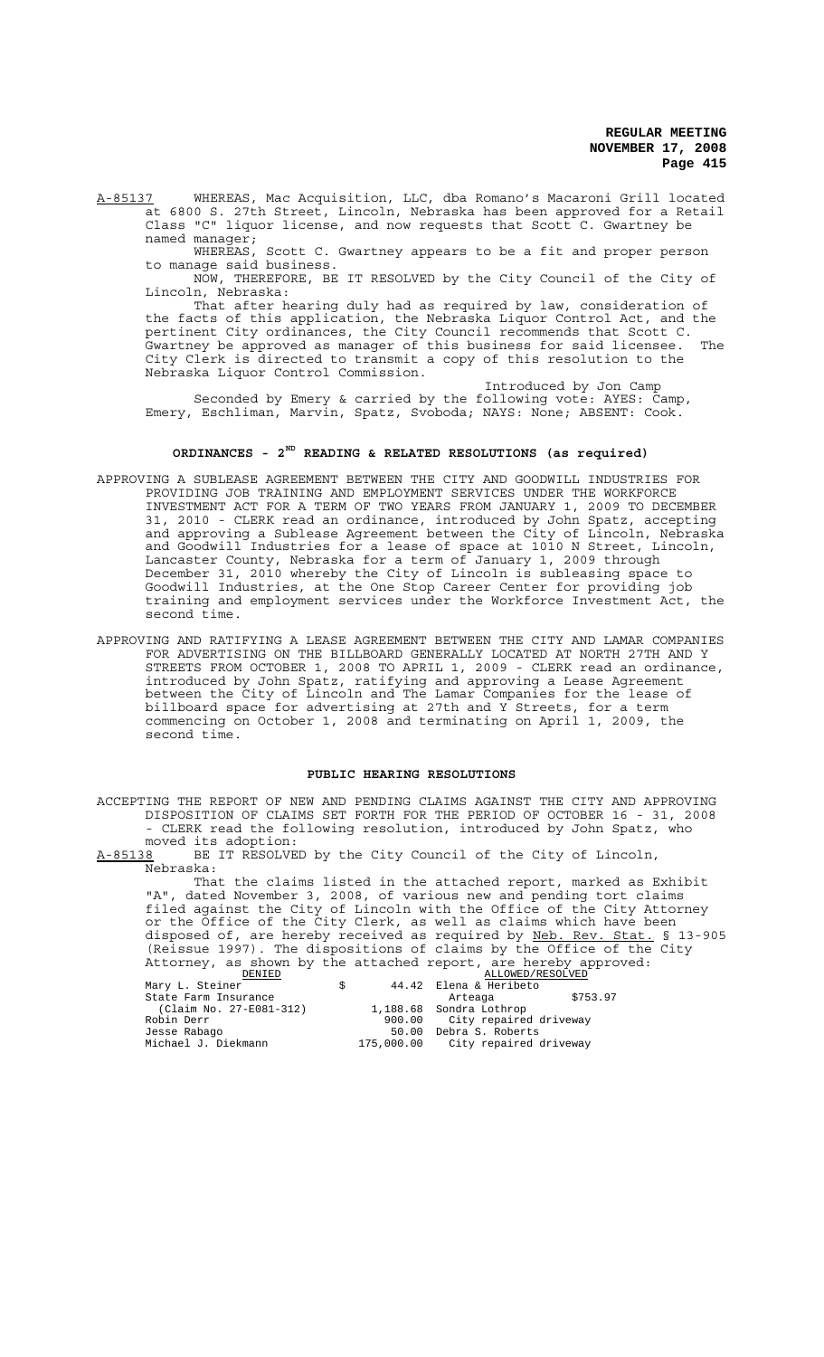A-85137 WHEREAS, Mac Acquisition, LLC, dba Romano's Macaroni Grill located at 6800 S. 27th Street, Lincoln, Nebraska has been approved for a Retail Class "C" liquor license, and now requests that Scott C. Gwartney be named manager;

WHEREAS, Scott C. Gwartney appears to be a fit and proper person to manage said business.

NOW, THEREFORE, BE IT RESOLVED by the City Council of the City of Lincoln, Nebraska:

That after hearing duly had as required by law, consideration of the facts of this application, the Nebraska Liquor Control Act, and the pertinent City ordinances, the City Council recommends that Scott C. Gwartney be approved as manager of this business for said licensee. The City Clerk is directed to transmit a copy of this resolution to the Nebraska Liquor Control Commission.

Introduced by Jon Camp

Seconded by Emery & carried by the following vote: AYES: Camp, Emery, Eschliman, Marvin, Spatz, Svoboda; NAYS: None; ABSENT: Cook.

## ORDINANCES - 2ND READING & RELATED RESOLUTIONS (as required)

APPROVING A SUBLEASE AGREEMENT BETWEEN THE CITY AND GOODWILL INDUSTRIES FOR PROVIDING JOB TRAINING AND EMPLOYMENT SERVICES UNDER THE WORKFORCE INVESTMENT ACT FOR A TERM OF TWO YEARS FROM JANUARY 1, 2009 TO DECEMBER 31, 2010 - CLERK read an ordinance, introduced by John Spatz, accepting and approving a Sublease Agreement between the City of Lincoln, Nebraska and Goodwill Industries for a lease of space at 1010 N Street, Lincoln, Lancaster County, Nebraska for a term of January 1, 2009 through December 31, 2010 whereby the City of Lincoln is subleasing space to Goodwill Industries, at the One Stop Career Center for providing job training and employment services under the Workforce Investment Act, the second time.

APPROVING AND RATIFYING A LEASE AGREEMENT BETWEEN THE CITY AND LAMAR COMPANIES FOR ADVERTISING ON THE BILLBOARD GENERALLY LOCATED AT NORTH 27TH AND Y STREETS FROM OCTOBER 1, 2008 TO APRIL 1, 2009 - CLERK read an ordinance, introduced by John Spatz, ratifying and approving a Lease Agreement between the City of Lincoln and The Lamar Companies for the lease of billboard space for advertising at 27th and Y Streets, for a term commencing on October 1, 2008 and terminating on April 1, 2009, the second time.

## PUBLIC HEARING RESOLUTIONS

ACCEPTING THE REPORT OF NEW AND PENDING CLAIMS AGAINST THE CITY AND APPROVING DISPOSITION OF CLAIMS SET FORTH FOR THE PERIOD OF OCTOBER 16 - 31, 2008 - CLERK read the following resolution, introduced by John Spatz, who moved its adoption:

A-85138 BE IT RESOLVED by the City Council of the City of Lincoln, Nebraska:

That the claims listed in the attached report, marked as Exhibit "A", dated November 3, 2008, of various new and pending tort claims filed against the City of Lincoln with the Office of the City Attorney or the Office of the City Clerk, as well as claims which have been disposed of, are hereby received as required by Neb. Rev. Stat. § 13-905 (Reissue 1997). The dispositions of claims by the Office of the City Attorney, as shown by the attached report, are hereby approved:

| DENIED | | ALLOWED/RESOLVED | |
|---|---|---|---|
| Mary L. Steiner | $ 44.42 | Elena & Heribeto Arteaga | $753.97 |
| State Farm Insurance (Claim No. 27-E081-312) | 1,188.68 | Sondra Lothrop | City repaired driveway |
| Robin Derr | 900.00 | | |
| Jesse Rabago | 50.00 | Debra S. Roberts | City repaired driveway |
| Michael J. Diekmann | 175,000.00 | | |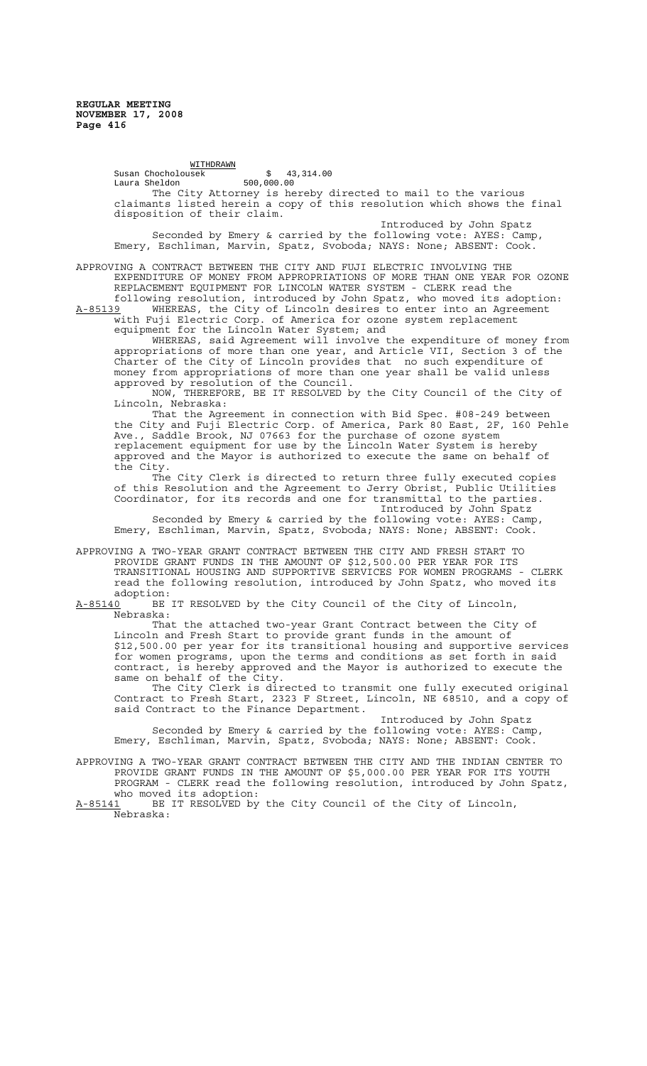WITHDRAWN

| | |
|---|---|
| Susan Chocholousek | $ 43,314.00 |
| Laura Sheldon | 500,000.00 |

The City Attorney is hereby directed to mail to the various claimants listed herein a copy of this resolution which shows the final disposition of their claim.

Introduced by John Spatz

Seconded by Emery & carried by the following vote: AYES: Camp, Emery, Eschliman, Marvin, Spatz, Svoboda; NAYS: None; ABSENT: Cook.

APPROVING A CONTRACT BETWEEN THE CITY AND FUJI ELECTRIC INVOLVING THE EXPENDITURE OF MONEY FROM APPROPRIATIONS OF MORE THAN ONE YEAR FOR OZONE REPLACEMENT EQUIPMENT FOR LINCOLN WATER SYSTEM - CLERK read the following resolution, introduced by John Spatz, who moved its adoption:

A-85139 WHEREAS, the City of Lincoln desires to enter into an Agreement with Fuji Electric Corp. of America for ozone system replacement equipment for the Lincoln Water System; and

WHEREAS, said Agreement will involve the expenditure of money from appropriations of more than one year, and Article VII, Section 3 of the Charter of the City of Lincoln provides that no such expenditure of money from appropriations of more than one year shall be valid unless approved by resolution of the Council.

NOW, THEREFORE, BE IT RESOLVED by the City Council of the City of Lincoln, Nebraska:

That the Agreement in connection with Bid Spec. #08-249 between the City and Fuji Electric Corp. of America, Park 80 East, 2F, 160 Pehle Ave., Saddle Brook, NJ 07663 for the purchase of ozone system replacement equipment for use by the Lincoln Water System is hereby approved and the Mayor is authorized to execute the same on behalf of the City.

The City Clerk is directed to return three fully executed copies of this Resolution and the Agreement to Jerry Obrist, Public Utilities Coordinator, for its records and one for transmittal to the parties.

Introduced by John Spatz

Seconded by Emery & carried by the following vote: AYES: Camp, Emery, Eschliman, Marvin, Spatz, Svoboda; NAYS: None; ABSENT: Cook.

APPROVING A TWO-YEAR GRANT CONTRACT BETWEEN THE CITY AND FRESH START TO PROVIDE GRANT FUNDS IN THE AMOUNT OF $12,500.00 PER YEAR FOR ITS TRANSITIONAL HOUSING AND SUPPORTIVE SERVICES FOR WOMEN PROGRAMS - CLERK read the following resolution, introduced by John Spatz, who moved its adoption:

A-85140 BE IT RESOLVED by the City Council of the City of Lincoln, Nebraska:

That the attached two-year Grant Contract between the City of Lincoln and Fresh Start to provide grant funds in the amount of $12,500.00 per year for its transitional housing and supportive services for women programs, upon the terms and conditions as set forth in said contract, is hereby approved and the Mayor is authorized to execute the same on behalf of the City.

The City Clerk is directed to transmit one fully executed original Contract to Fresh Start, 2323 F Street, Lincoln, NE 68510, and a copy of said Contract to the Finance Department.

Introduced by John Spatz

Seconded by Emery & carried by the following vote: AYES: Camp, Emery, Eschliman, Marvin, Spatz, Svoboda; NAYS: None; ABSENT: Cook.

APPROVING A TWO-YEAR GRANT CONTRACT BETWEEN THE CITY AND THE INDIAN CENTER TO PROVIDE GRANT FUNDS IN THE AMOUNT OF $5,000.00 PER YEAR FOR ITS YOUTH PROGRAM - CLERK read the following resolution, introduced by John Spatz, who moved its adoption:

A-85141 BE IT RESOLVED by the City Council of the City of Lincoln, Nebraska: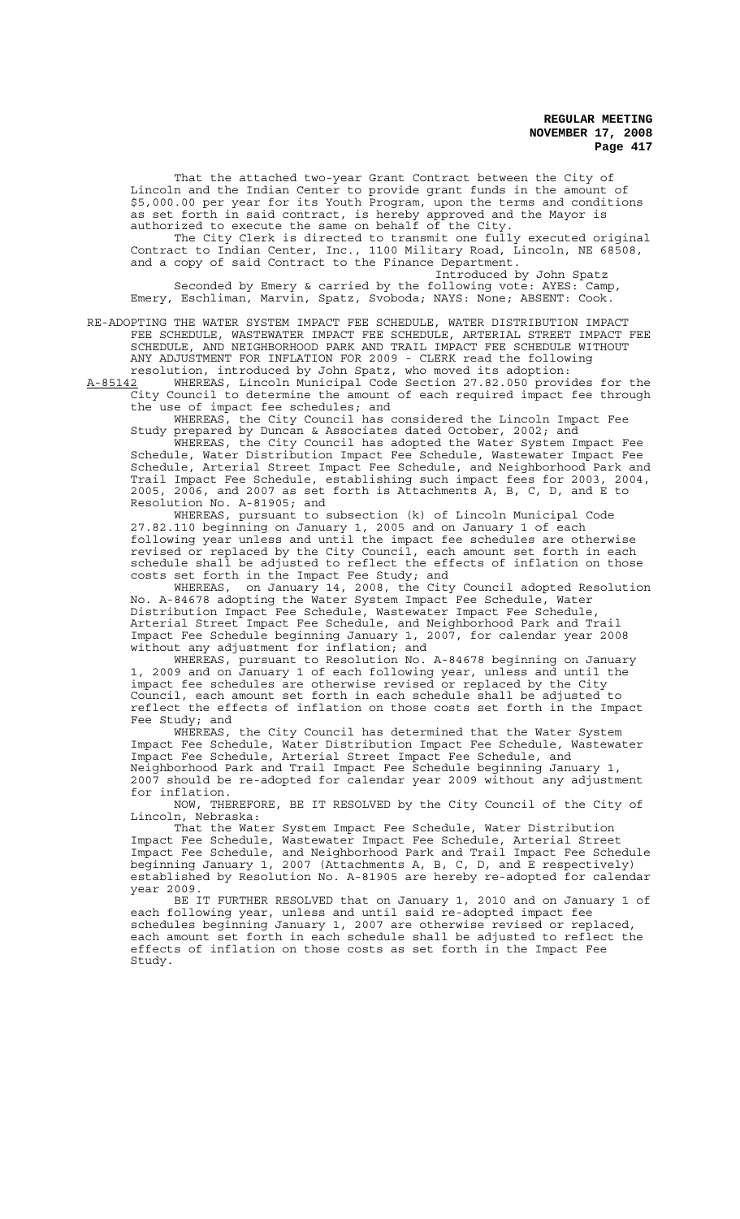That the attached two-year Grant Contract between the City of Lincoln and the Indian Center to provide grant funds in the amount of $5,000.00 per year for its Youth Program, upon the terms and conditions as set forth in said contract, is hereby approved and the Mayor is authorized to execute the same on behalf of the City.

The City Clerk is directed to transmit one fully executed original Contract to Indian Center, Inc., 1100 Military Road, Lincoln, NE 68508, and a copy of said Contract to the Finance Department.

Introduced by John Spatz

Seconded by Emery & carried by the following vote: AYES: Camp, Emery, Eschliman, Marvin, Spatz, Svoboda; NAYS: None; ABSENT: Cook.

RE-ADOPTING THE WATER SYSTEM IMPACT FEE SCHEDULE, WATER DISTRIBUTION IMPACT FEE SCHEDULE, WASTEWATER IMPACT FEE SCHEDULE, ARTERIAL STREET IMPACT FEE SCHEDULE, AND NEIGHBORHOOD PARK AND TRAIL IMPACT FEE SCHEDULE WITHOUT ANY ADJUSTMENT FOR INFLATION FOR 2009 - CLERK read the following resolution, introduced by John Spatz, who moved its adoption:

A-85142 WHEREAS, Lincoln Municipal Code Section 27.82.050 provides for the City Council to determine the amount of each required impact fee through the use of impact fee schedules; and

WHEREAS, the City Council has considered the Lincoln Impact Fee Study prepared by Duncan & Associates dated October, 2002; and

WHEREAS, the City Council has adopted the Water System Impact Fee Schedule, Water Distribution Impact Fee Schedule, Wastewater Impact Fee Schedule, Arterial Street Impact Fee Schedule, and Neighborhood Park and Trail Impact Fee Schedule, establishing such impact fees for 2003, 2004, 2005, 2006, and 2007 as set forth is Attachments A, B, C, D, and E to Resolution No. A-81905; and

WHEREAS, pursuant to subsection (k) of Lincoln Municipal Code 27.82.110 beginning on January 1, 2005 and on January 1 of each following year unless and until the impact fee schedules are otherwise revised or replaced by the City Council, each amount set forth in each schedule shall be adjusted to reflect the effects of inflation on those costs set forth in the Impact Fee Study; and

WHEREAS, on January 14, 2008, the City Council adopted Resolution No. A-84678 adopting the Water System Impact Fee Schedule, Water Distribution Impact Fee Schedule, Wastewater Impact Fee Schedule, Arterial Street Impact Fee Schedule, and Neighborhood Park and Trail Impact Fee Schedule beginning January 1, 2007, for calendar year 2008 without any adjustment for inflation; and

WHEREAS, pursuant to Resolution No. A-84678 beginning on January 1, 2009 and on January 1 of each following year, unless and until the impact fee schedules are otherwise revised or replaced by the City Council, each amount set forth in each schedule shall be adjusted to reflect the effects of inflation on those costs set forth in the Impact Fee Study; and

WHEREAS, the City Council has determined that the Water System Impact Fee Schedule, Water Distribution Impact Fee Schedule, Wastewater Impact Fee Schedule, Arterial Street Impact Fee Schedule, and Neighborhood Park and Trail Impact Fee Schedule beginning January 1, 2007 should be re-adopted for calendar year 2009 without any adjustment for inflation.

NOW, THEREFORE, BE IT RESOLVED by the City Council of the City of Lincoln, Nebraska:

That the Water System Impact Fee Schedule, Water Distribution Impact Fee Schedule, Wastewater Impact Fee Schedule, Arterial Street Impact Fee Schedule, and Neighborhood Park and Trail Impact Fee Schedule beginning January 1, 2007 (Attachments A, B, C, D, and E respectively) established by Resolution No. A-81905 are hereby re-adopted for calendar year 2009.

BE IT FURTHER RESOLVED that on January 1, 2010 and on January 1 of each following year, unless and until said re-adopted impact fee schedules beginning January 1, 2007 are otherwise revised or replaced, each amount set forth in each schedule shall be adjusted to reflect the effects of inflation on those costs as set forth in the Impact Fee Study.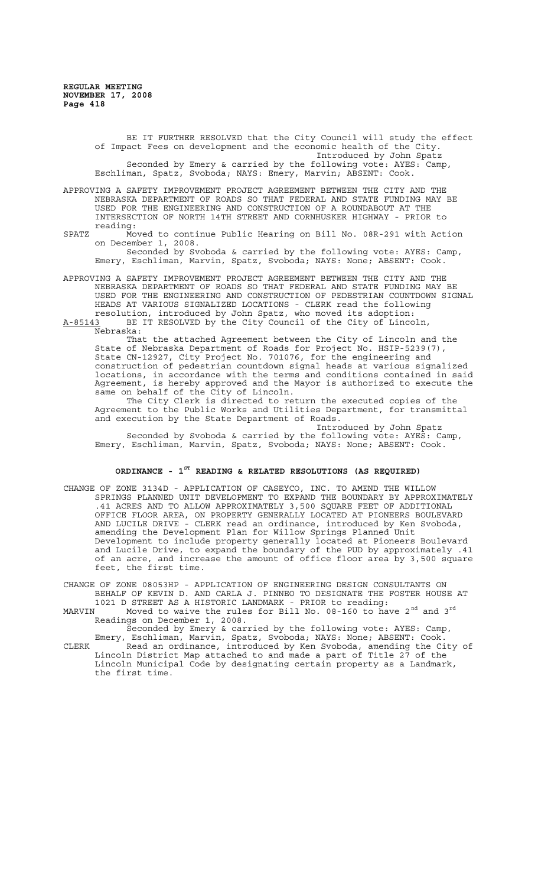BE IT FURTHER RESOLVED that the City Council will study the effect of Impact Fees on development and the economic health of the City.

Introduced by John Spatz

Seconded by Emery & carried by the following vote: AYES: Camp, Eschliman, Spatz, Svoboda; NAYS: Emery, Marvin; ABSENT: Cook.

APPROVING A SAFETY IMPROVEMENT PROJECT AGREEMENT BETWEEN THE CITY AND THE NEBRASKA DEPARTMENT OF ROADS SO THAT FEDERAL AND STATE FUNDING MAY BE USED FOR THE ENGINEERING AND CONSTRUCTION OF A ROUNDABOUT AT THE INTERSECTION OF NORTH 14TH STREET AND CORNHUSKER HIGHWAY - PRIOR to reading:

SPATZ Moved to continue Public Hearing on Bill No. 08R-291 with Action on December 1, 2008.

Seconded by Svoboda & carried by the following vote: AYES: Camp, Emery, Eschliman, Marvin, Spatz, Svoboda; NAYS: None; ABSENT: Cook.

APPROVING A SAFETY IMPROVEMENT PROJECT AGREEMENT BETWEEN THE CITY AND THE NEBRASKA DEPARTMENT OF ROADS SO THAT FEDERAL AND STATE FUNDING MAY BE USED FOR THE ENGINEERING AND CONSTRUCTION OF PEDESTRIAN COUNTDOWN SIGNAL HEADS AT VARIOUS SIGNALIZED LOCATIONS - CLERK read the following resolution, introduced by John Spatz, who moved its adoption:

A-85143 BE IT RESOLVED by the City Council of the City of Lincoln, Nebraska:

That the attached Agreement between the City of Lincoln and the State of Nebraska Department of Roads for Project No. HSIP-5239(7), State CN-12927, City Project No. 701076, for the engineering and construction of pedestrian countdown signal heads at various signalized locations, in accordance with the terms and conditions contained in said Agreement, is hereby approved and the Mayor is authorized to execute the same on behalf of the City of Lincoln.

The City Clerk is directed to return the executed copies of the Agreement to the Public Works and Utilities Department, for transmittal and execution by the State Department of Roads.

Introduced by John Spatz

Seconded by Svoboda & carried by the following vote: AYES: Camp, Emery, Eschliman, Marvin, Spatz, Svoboda; NAYS: None; ABSENT: Cook.

## ORDINANCE - 1ST READING & RELATED RESOLUTIONS (AS REQUIRED)

CHANGE OF ZONE 3134D - APPLICATION OF CASEYCO, INC. TO AMEND THE WILLOW SPRINGS PLANNED UNIT DEVELOPMENT TO EXPAND THE BOUNDARY BY APPROXIMATELY .41 ACRES AND TO ALLOW APPROXIMATELY 3,500 SQUARE FEET OF ADDITIONAL OFFICE FLOOR AREA, ON PROPERTY GENERALLY LOCATED AT PIONEERS BOULEVARD AND LUCILE DRIVE - CLERK read an ordinance, introduced by Ken Svoboda, amending the Development Plan for Willow Springs Planned Unit Development to include property generally located at Pioneers Boulevard and Lucile Drive, to expand the boundary of the PUD by approximately .41 of an acre, and increase the amount of office floor area by 3,500 square feet, the first time.

CHANGE OF ZONE 08053HP - APPLICATION OF ENGINEERING DESIGN CONSULTANTS ON BEHALF OF KEVIN D. AND CARLA J. PINNEO TO DESIGNATE THE FOSTER HOUSE AT 1021 D STREET AS A HISTORIC LANDMARK - PRIOR to reading:

MARVIN Moved to waive the rules for Bill No. 08-160 to have 2nd and 3rd Readings on December 1, 2008.

Seconded by Emery & carried by the following vote: AYES: Camp, Emery, Eschliman, Marvin, Spatz, Svoboda; NAYS: None; ABSENT: Cook.

CLERK Read an ordinance, introduced by Ken Svoboda, amending the City of Lincoln District Map attached to and made a part of Title 27 of the Lincoln Municipal Code by designating certain property as a Landmark, the first time.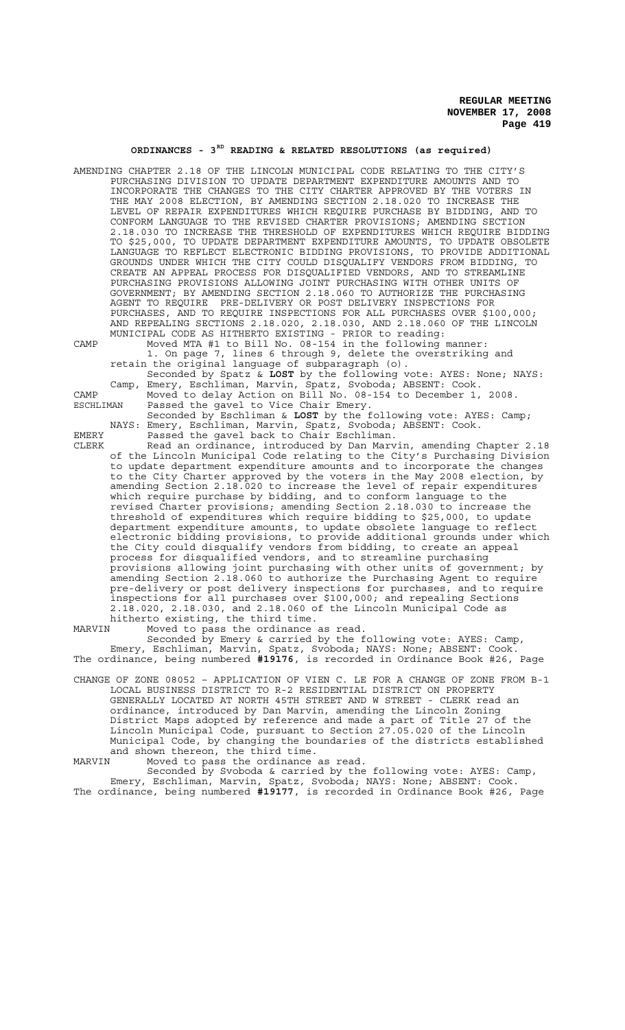## ORDINANCES - 3RD READING & RELATED RESOLUTIONS (as required)

AMENDING CHAPTER 2.18 OF THE LINCOLN MUNICIPAL CODE RELATING TO THE CITY'S PURCHASING DIVISION TO UPDATE DEPARTMENT EXPENDITURE AMOUNTS AND TO INCORPORATE THE CHANGES TO THE CITY CHARTER APPROVED BY THE VOTERS IN THE MAY 2008 ELECTION, BY AMENDING SECTION 2.18.020 TO INCREASE THE LEVEL OF REPAIR EXPENDITURES WHICH REQUIRE PURCHASE BY BIDDING, AND TO CONFORM LANGUAGE TO THE REVISED CHARTER PROVISIONS; AMENDING SECTION 2.18.030 TO INCREASE THE THRESHOLD OF EXPENDITURES WHICH REQUIRE BIDDING TO $25,000, TO UPDATE DEPARTMENT EXPENDITURE AMOUNTS, TO UPDATE OBSOLETE LANGUAGE TO REFLECT ELECTRONIC BIDDING PROVISIONS, TO PROVIDE ADDITIONAL GROUNDS UNDER WHICH THE CITY COULD DISQUALIFY VENDORS FROM BIDDING, TO CREATE AN APPEAL PROCESS FOR DISQUALIFIED VENDORS, AND TO STREAMLINE PURCHASING PROVISIONS ALLOWING JOINT PURCHASING WITH OTHER UNITS OF GOVERNMENT; BY AMENDING SECTION 2.18.060 TO AUTHORIZE THE PURCHASING AGENT TO REQUIRE PRE-DELIVERY OR POST DELIVERY INSPECTIONS FOR PURCHASES, AND TO REQUIRE INSPECTIONS FOR ALL PURCHASES OVER $100,000; AND REPEALING SECTIONS 2.18.020, 2.18.030, AND 2.18.060 OF THE LINCOLN MUNICIPAL CODE AS HITHERTO EXISTING - PRIOR to reading:

CAMP Moved MTA #1 to Bill No. 08-154 in the following manner:
1. On page 7, lines 6 through 9, delete the overstriking and retain the original language of subparagraph (o).
Seconded by Spatz & **LOST** by the following vote: AYES: None; NAYS: Camp, Emery, Eschliman, Marvin, Spatz, Svoboda; ABSENT: Cook.

CAMP Moved to delay Action on Bill No. 08-154 to December 1, 2008.

ESCHLIMAN Passed the gavel to Vice Chair Emery.
Seconded by Eschliman & **LOST** by the following vote: AYES: Camp; NAYS: Emery, Eschliman, Marvin, Spatz, Svoboda; ABSENT: Cook.

EMERY Passed the gavel back to Chair Eschliman.

CLERK Read an ordinance, introduced by Dan Marvin, amending Chapter 2.18 of the Lincoln Municipal Code relating to the City's Purchasing Division to update department expenditure amounts and to incorporate the changes to the City Charter approved by the voters in the May 2008 election, by amending Section 2.18.020 to increase the level of repair expenditures which require purchase by bidding, and to conform language to the revised Charter provisions; amending Section 2.18.030 to increase the threshold of expenditures which require bidding to $25,000, to update department expenditure amounts, to update obsolete language to reflect electronic bidding provisions, to provide additional grounds under which the City could disqualify vendors from bidding, to create an appeal process for disqualified vendors, and to streamline purchasing provisions allowing joint purchasing with other units of government; by amending Section 2.18.060 to authorize the Purchasing Agent to require pre-delivery or post delivery inspections for purchases, and to require inspections for all purchases over $100,000; and repealing Sections 2.18.020, 2.18.030, and 2.18.060 of the Lincoln Municipal Code as hitherto existing, the third time.

MARVIN Moved to pass the ordinance as read.
Seconded by Emery & carried by the following vote: AYES: Camp, Emery, Eschliman, Marvin, Spatz, Svoboda; NAYS: None; ABSENT: Cook.
The ordinance, being numbered **#19176**, is recorded in Ordinance Book #26, Page

CHANGE OF ZONE 08052 – APPLICATION OF VIEN C. LE FOR A CHANGE OF ZONE FROM B-1 LOCAL BUSINESS DISTRICT TO R-2 RESIDENTIAL DISTRICT ON PROPERTY GENERALLY LOCATED AT NORTH 45TH STREET AND W STREET - CLERK read an ordinance, introduced by Dan Marvin, amending the Lincoln Zoning District Maps adopted by reference and made a part of Title 27 of the Lincoln Municipal Code, pursuant to Section 27.05.020 of the Lincoln Municipal Code, by changing the boundaries of the districts established and shown thereon, the third time.

MARVIN Moved to pass the ordinance as read.
Seconded by Svoboda & carried by the following vote: AYES: Camp, Emery, Eschliman, Marvin, Spatz, Svoboda; NAYS: None; ABSENT: Cook.
The ordinance, being numbered **#19177**, is recorded in Ordinance Book #26, Page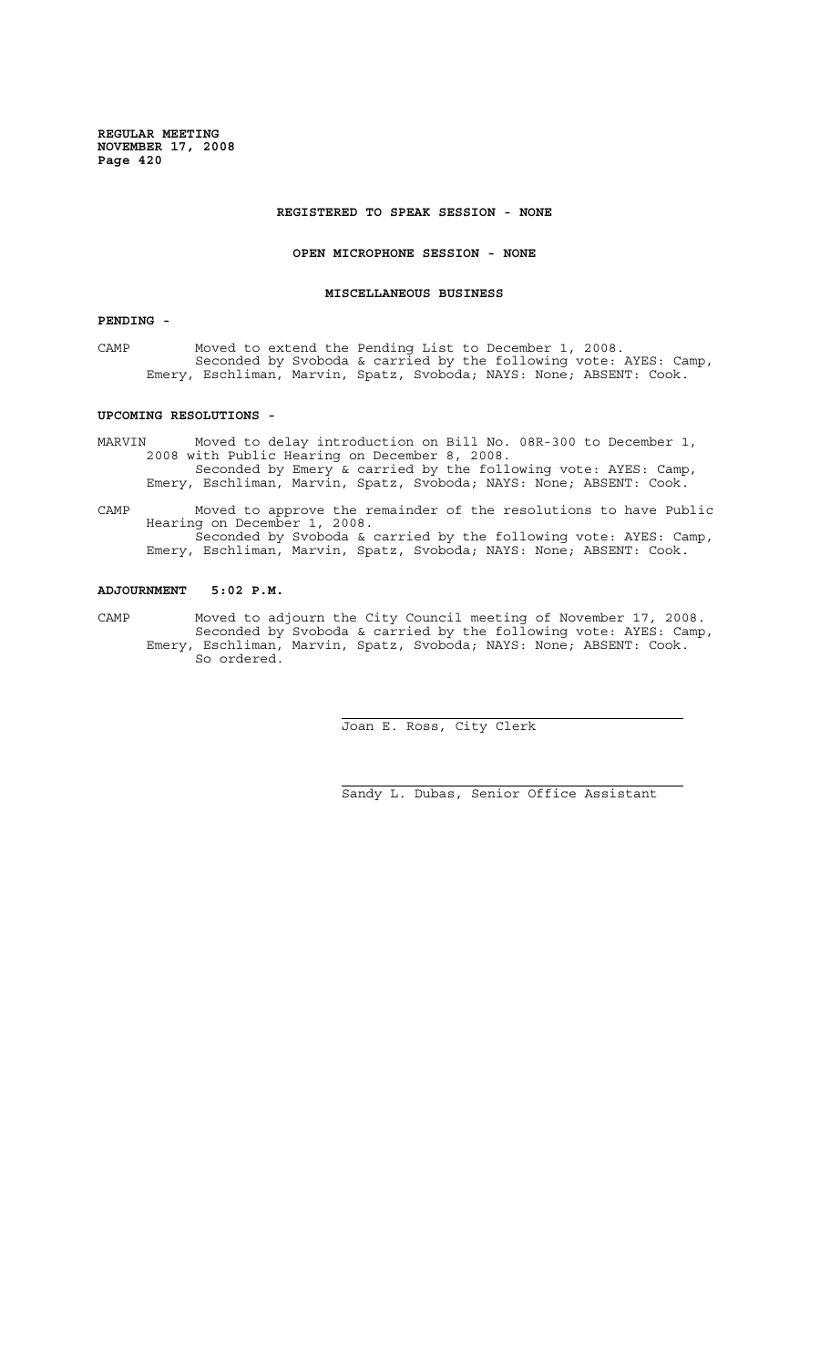## REGISTERED TO SPEAK SESSION - NONE

## OPEN MICROPHONE SESSION - NONE

## MISCELLANEOUS BUSINESS

**PENDING -**

CAMP Moved to extend the Pending List to December 1, 2008.
Seconded by Svoboda & carried by the following vote: AYES: Camp, Emery, Eschliman, Marvin, Spatz, Svoboda; NAYS: None; ABSENT: Cook.

**UPCOMING RESOLUTIONS -**

MARVIN Moved to delay introduction on Bill No. 08R-300 to December 1, 2008 with Public Hearing on December 8, 2008.
Seconded by Emery & carried by the following vote: AYES: Camp, Emery, Eschliman, Marvin, Spatz, Svoboda; NAYS: None; ABSENT: Cook.

CAMP Moved to approve the remainder of the resolutions to have Public Hearing on December 1, 2008.
Seconded by Svoboda & carried by the following vote: AYES: Camp, Emery, Eschliman, Marvin, Spatz, Svoboda; NAYS: None; ABSENT: Cook.

**ADJOURNMENT 5:02 P.M.**

CAMP Moved to adjourn the City Council meeting of November 17, 2008.
Seconded by Svoboda & carried by the following vote: AYES: Camp, Emery, Eschliman, Marvin, Spatz, Svoboda; NAYS: None; ABSENT: Cook.
So ordered.

Joan E. Ross, City Clerk

Sandy L. Dubas, Senior Office Assistant